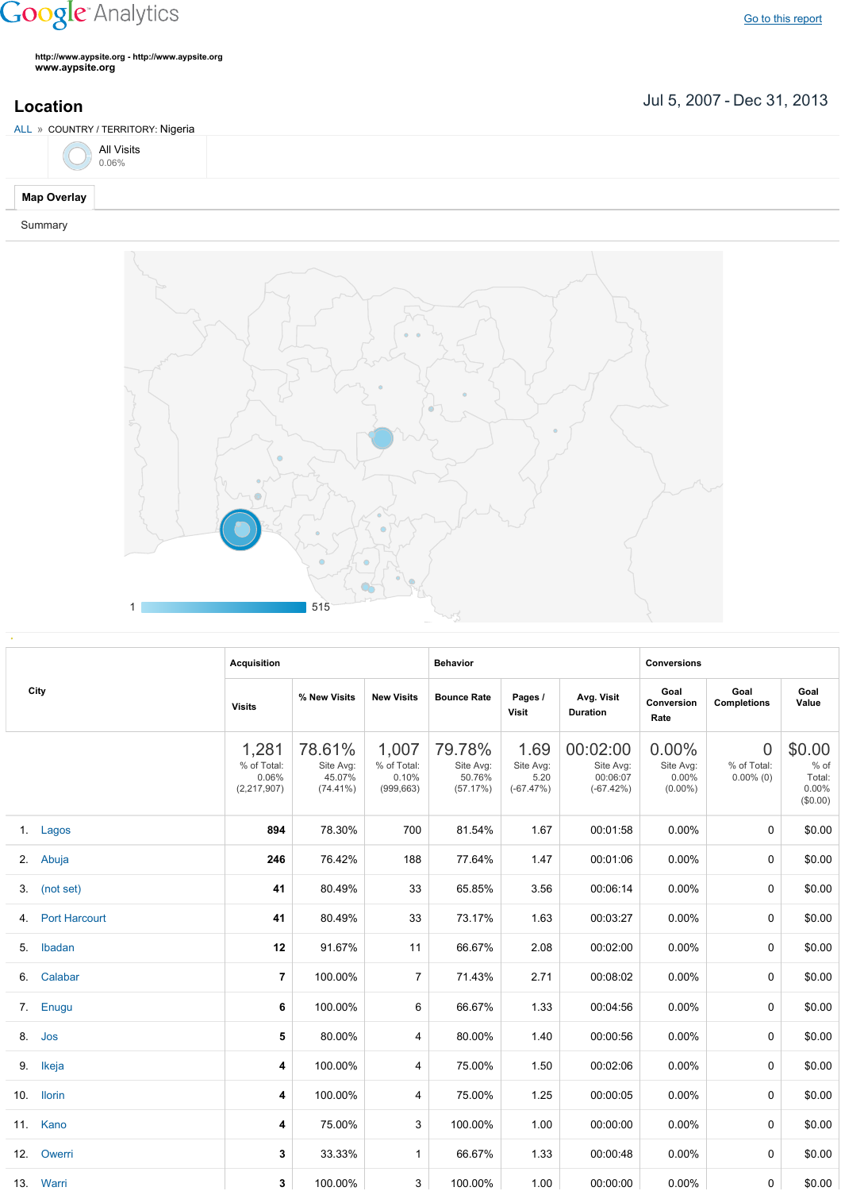Google Analytics

Go to this report

http://www.aypsite.org - http://www.aypsite.org
www.aypsite.org

## Location

Jul 5, 2007 - Dec 31, 2013

ALL » COUNTRY / TERRITORY: Nigeria

All Visits
0.06%

**Map Overlay**

Summary

1 515

| City | Acquisition | | | Behavior | | | Conversions | | |
|---|---|---|---|---|---|---|---|---|---|
| | Visits | % New Visits | New Visits | Bounce Rate | Pages / Visit | Avg. Visit Duration | Goal Conversion Rate | Goal Completions | Goal Value |
| | 1,281 % of Total: 0.06% (2,217,907) | 78.61% Site Avg: 45.07% (74.41%) | 1,007 % of Total: 0.10% (999,663) | 79.78% Site Avg: 50.76% (57.17%) | 1.69 Site Avg: 5.20 (-67.47%) | 00:02:00 Site Avg: 00:06:07 (-67.42%) | 0.00% Site Avg: 0.00% (0.00%) | 0 % of Total: 0.00% (0) | $0.00 % of Total: 0.00% ($0.00) |
| 1. Lagos | 894 | 78.30% | 700 | 81.54% | 1.67 | 00:01:58 | 0.00% | 0 | $0.00 |
| 2. Abuja | 246 | 76.42% | 188 | 77.64% | 1.47 | 00:01:06 | 0.00% | 0 | $0.00 |
| 3. (not set) | 41 | 80.49% | 33 | 65.85% | 3.56 | 00:06:14 | 0.00% | 0 | $0.00 |
| 4. Port Harcourt | 41 | 80.49% | 33 | 73.17% | 1.63 | 00:03:27 | 0.00% | 0 | $0.00 |
| 5. Ibadan | 12 | 91.67% | 11 | 66.67% | 2.08 | 00:02:00 | 0.00% | 0 | $0.00 |
| 6. Calabar | 7 | 100.00% | 7 | 71.43% | 2.71 | 00:08:02 | 0.00% | 0 | $0.00 |
| 7. Enugu | 6 | 100.00% | 6 | 66.67% | 1.33 | 00:04:56 | 0.00% | 0 | $0.00 |
| 8. Jos | 5 | 80.00% | 4 | 80.00% | 1.40 | 00:00:56 | 0.00% | 0 | $0.00 |
| 9. Ikeja | 4 | 100.00% | 4 | 75.00% | 1.50 | 00:02:06 | 0.00% | 0 | $0.00 |
| 10. Ilorin | 4 | 100.00% | 4 | 75.00% | 1.25 | 00:00:05 | 0.00% | 0 | $0.00 |
| 11. Kano | 4 | 75.00% | 3 | 100.00% | 1.00 | 00:00:00 | 0.00% | 0 | $0.00 |
| 12. Owerri | 3 | 33.33% | 1 | 66.67% | 1.33 | 00:00:48 | 0.00% | 0 | $0.00 |
| 13. Warri | 3 | 100.00% | 3 | 100.00% | 1.00 | 00:00:00 | 0.00% | 0 | $0.00 |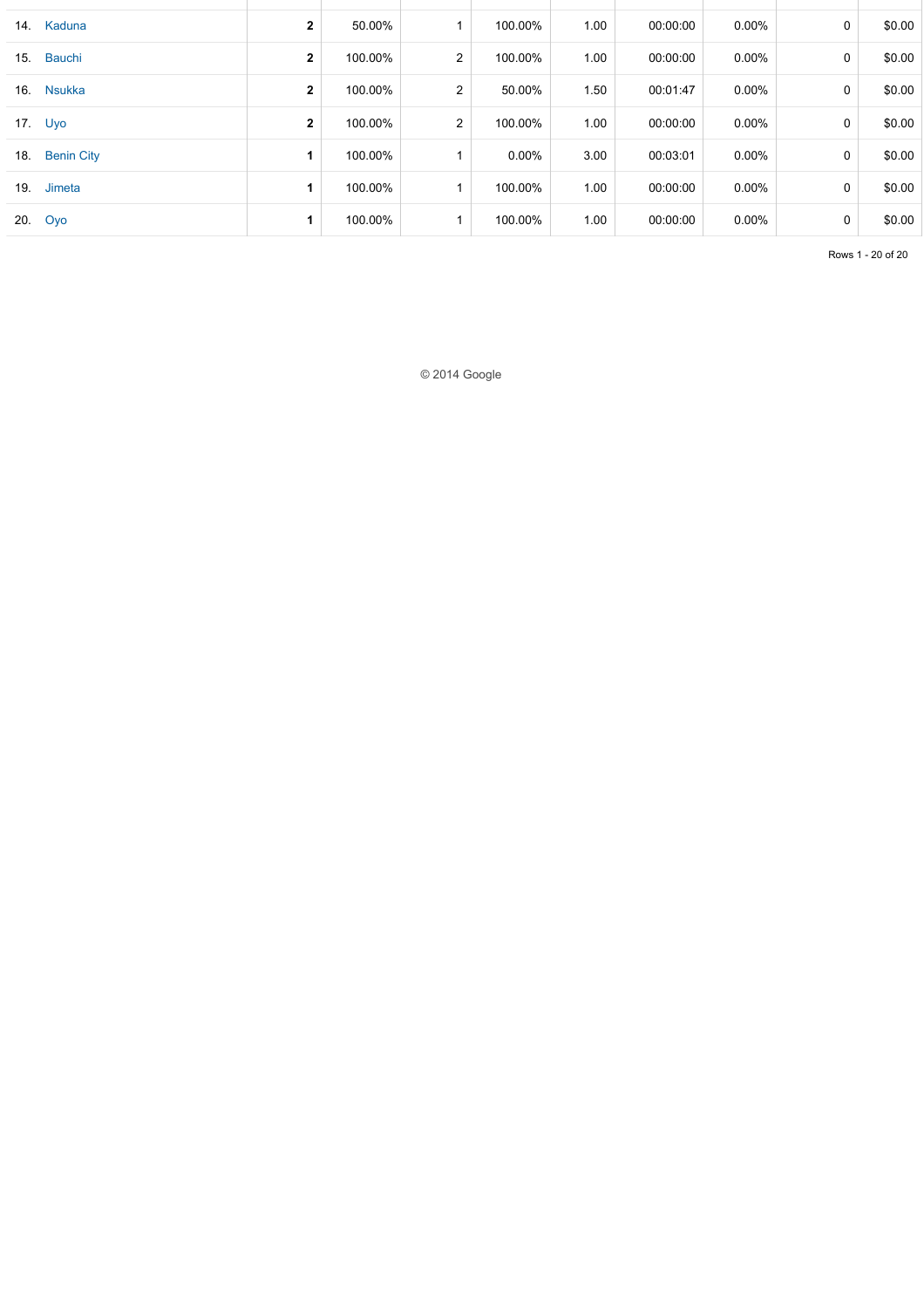| | | | | | | | | | |
|---|---|---|---|---|---|---|---|---|---|
| 14. | Kaduna | **2** | 50.00% | 1 | 100.00% | 1.00 | 00:00:00 | 0.00% | 0 | $0.00 |
| 15. | Bauchi | **2** | 100.00% | 2 | 100.00% | 1.00 | 00:00:00 | 0.00% | 0 | $0.00 |
| 16. | Nsukka | **2** | 100.00% | 2 | 50.00% | 1.50 | 00:01:47 | 0.00% | 0 | $0.00 |
| 17. | Uyo | **2** | 100.00% | 2 | 100.00% | 1.00 | 00:00:00 | 0.00% | 0 | $0.00 |
| 18. | Benin City | **1** | 100.00% | 1 | 0.00% | 3.00 | 00:03:01 | 0.00% | 0 | $0.00 |
| 19. | Jimeta | **1** | 100.00% | 1 | 100.00% | 1.00 | 00:00:00 | 0.00% | 0 | $0.00 |
| 20. | Oyo | **1** | 100.00% | 1 | 100.00% | 1.00 | 00:00:00 | 0.00% | 0 | $0.00 |

Rows 1 - 20 of 20

© 2014 Google